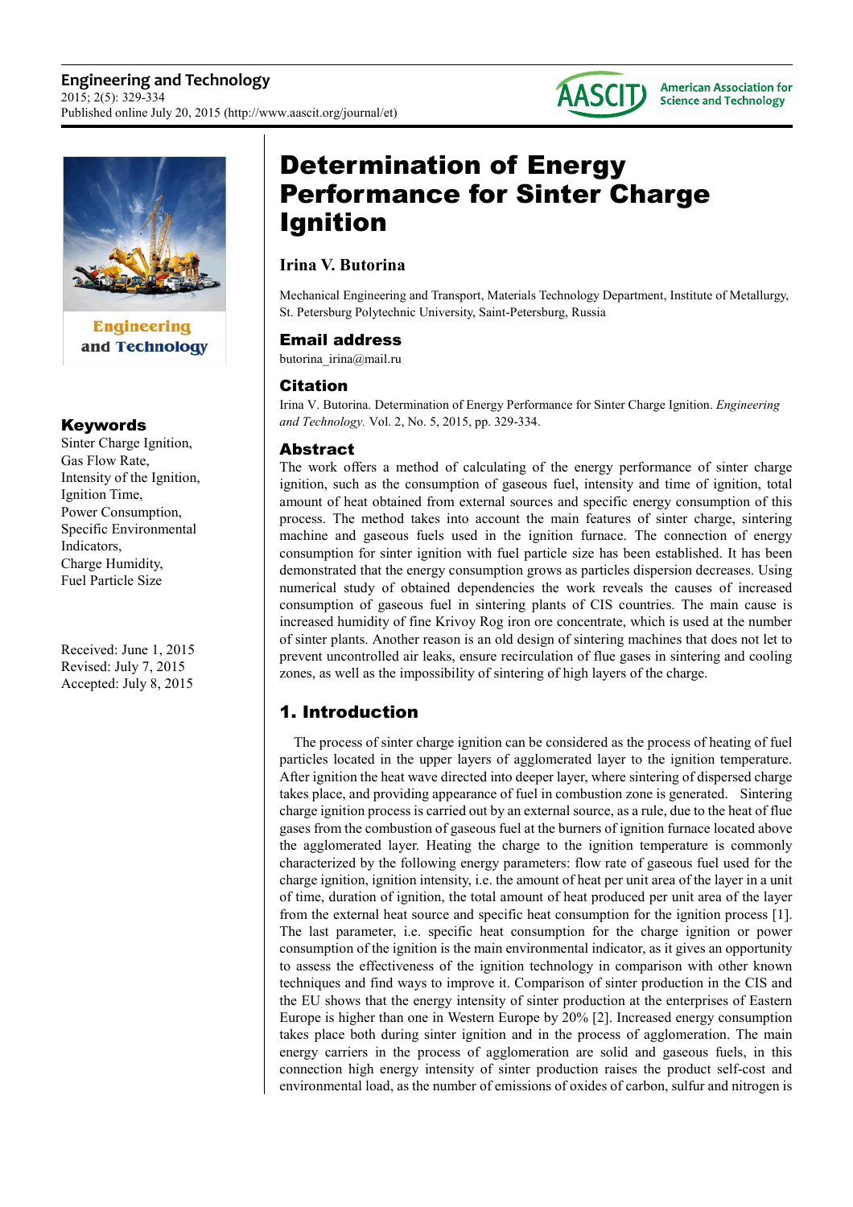# Determination of Energy Performance for Sinter Charge Ignition

**Irina V. Butorina**

Mechanical Engineering and Transport, Materials Technology Department, Institute of Metallurgy, St. Petersburg Polytechnic University, Saint-Petersburg, Russia

## Email address

butorina_irina@mail.ru

## Citation

Irina V. Butorina. Determination of Energy Performance for Sinter Charge Ignition. *Engineering and Technology.* Vol. 2, No. 5, 2015, pp. 329-334.

## Keywords

Sinter Charge Ignition, Gas Flow Rate, Intensity of the Ignition, Ignition Time, Power Consumption, Specific Environmental Indicators, Charge Humidity, Fuel Particle Size

Received: June 1, 2015
Revised: July 7, 2015
Accepted: July 8, 2015

## Abstract

The work offers a method of calculating of the energy performance of sinter charge ignition, such as the consumption of gaseous fuel, intensity and time of ignition, total amount of heat obtained from external sources and specific energy consumption of this process. The method takes into account the main features of sinter charge, sintering machine and gaseous fuels used in the ignition furnace. The connection of energy consumption for sinter ignition with fuel particle size has been established. It has been demonstrated that the energy consumption grows as particles dispersion decreases. Using numerical study of obtained dependencies the work reveals the causes of increased consumption of gaseous fuel in sintering plants of CIS countries. The main cause is increased humidity of fine Krivoy Rog iron ore concentrate, which is used at the number of sinter plants. Another reason is an old design of sintering machines that does not let to prevent uncontrolled air leaks, ensure recirculation of flue gases in sintering and cooling zones, as well as the impossibility of sintering of high layers of the charge.

## 1. Introduction

The process of sinter charge ignition can be considered as the process of heating of fuel particles located in the upper layers of agglomerated layer to the ignition temperature. After ignition the heat wave directed into deeper layer, where sintering of dispersed charge takes place, and providing appearance of fuel in combustion zone is generated. Sintering charge ignition process is carried out by an external source, as a rule, due to the heat of flue gases from the combustion of gaseous fuel at the burners of ignition furnace located above the agglomerated layer. Heating the charge to the ignition temperature is commonly characterized by the following energy parameters: flow rate of gaseous fuel used for the charge ignition, ignition intensity, i.e. the amount of heat per unit area of the layer in a unit of time, duration of ignition, the total amount of heat produced per unit area of the layer from the external heat source and specific heat consumption for the ignition process [1]. The last parameter, i.e. specific heat consumption for the charge ignition or power consumption of the ignition is the main environmental indicator, as it gives an opportunity to assess the effectiveness of the ignition technology in comparison with other known techniques and find ways to improve it. Comparison of sinter production in the CIS and the EU shows that the energy intensity of sinter production at the enterprises of Eastern Europe is higher than one in Western Europe by 20% [2]. Increased energy consumption takes place both during sinter ignition and in the process of agglomeration. The main energy carriers in the process of agglomeration are solid and gaseous fuels, in this connection high energy intensity of sinter production raises the product self-cost and environmental load, as the number of emissions of oxides of carbon, sulfur and nitrogen is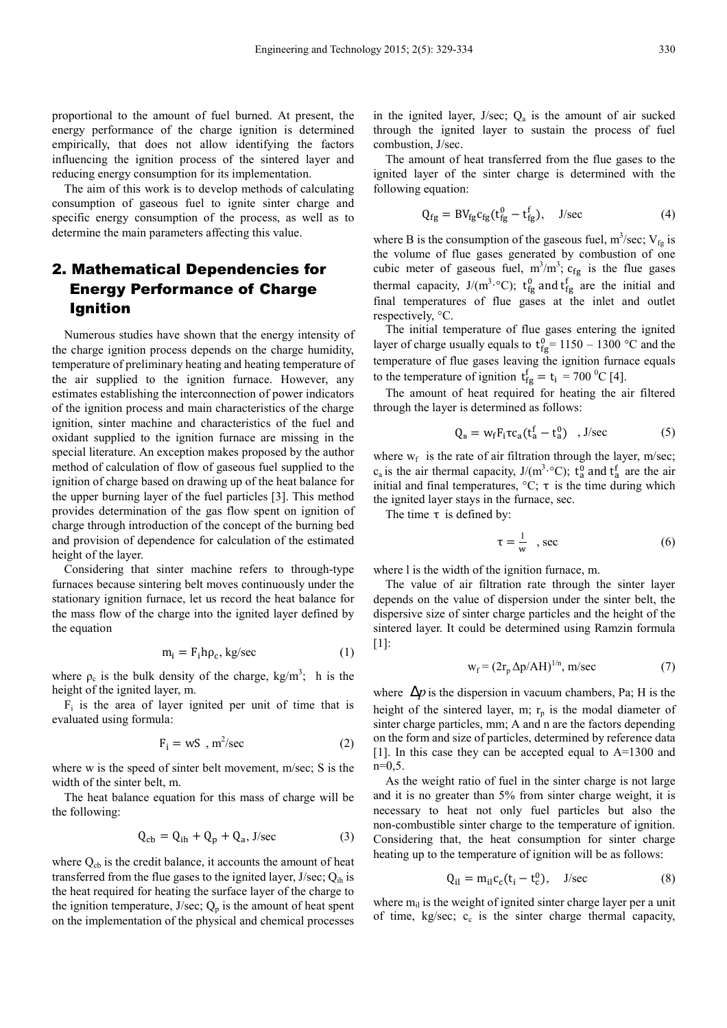proportional to the amount of fuel burned. At present, the energy performance of the charge ignition is determined empirically, that does not allow identifying the factors influencing the ignition process of the sintered layer and reducing energy consumption for its implementation.

The aim of this work is to develop methods of calculating consumption of gaseous fuel to ignite sinter charge and specific energy consumption of the process, as well as to determine the main parameters affecting this value.

## 2. Mathematical Dependencies for Energy Performance of Charge Ignition

Numerous studies have shown that the energy intensity of the charge ignition process depends on the charge humidity, temperature of preliminary heating and heating temperature of the air supplied to the ignition furnace. However, any estimates establishing the interconnection of power indicators of the ignition process and main characteristics of the charge ignition, sinter machine and characteristics of the fuel and oxidant supplied to the ignition furnace are missing in the special literature. An exception makes proposed by the author method of calculation of flow of gaseous fuel supplied to the ignition of charge based on drawing up of the heat balance for the upper burning layer of the fuel particles [3]. This method provides determination of the gas flow spent on ignition of charge through introduction of the concept of the burning bed and provision of dependence for calculation of the estimated height of the layer.

Considering that sinter machine refers to through-type furnaces because sintering belt moves continuously under the stationary ignition furnace, let us record the heat balance for the mass flow of the charge into the ignited layer defined by the equation

$$m_i = F_i h \rho_c, \text{ kg/sec} \quad (1)$$

where $\rho_c$ is the bulk density of the charge, kg/m$^3$; h is the height of the ignited layer, m.

$F_i$ is the area of layer ignited per unit of time that is evaluated using formula:

$$F_i = wS \text{ , m}^2\text{/sec} \quad (2)$$

where w is the speed of sinter belt movement, m/sec; S is the width of the sinter belt, m.

The heat balance equation for this mass of charge will be the following:

$$Q_{cb} = Q_{ih} + Q_p + Q_a, \text{ J/sec} \quad (3)$$

where $Q_{cb}$ is the credit balance, it accounts the amount of heat transferred from the flue gases to the ignited layer, J/sec; $Q_{ih}$ is the heat required for heating the surface layer of the charge to the ignition temperature, J/sec; $Q_p$ is the amount of heat spent on the implementation of the physical and chemical processes in the ignited layer, J/sec; $Q_a$ is the amount of air sucked through the ignited layer to sustain the process of fuel combustion, J/sec.

The amount of heat transferred from the flue gases to the ignited layer of the sinter charge is determined with the following equation:

$$Q_{fg} = BV_{fg} c_{fg} (t_{fg}^0 - t_{fg}^f), \quad \text{J/sec} \quad (4)$$

where B is the consumption of the gaseous fuel, m$^3$/sec; $V_{fg}$ is the volume of flue gases generated by combustion of one cubic meter of gaseous fuel, m$^3$/m$^3$; $c_{fg}$ is the flue gases thermal capacity, J/(m$^3$·°C); $t_{fg}^0$ and $t_{fg}^f$ are the initial and final temperatures of flue gases at the inlet and outlet respectively, °C.

The initial temperature of flue gases entering the ignited layer of charge usually equals to $t_{fg}^0$= 1150 – 1300 °C and the temperature of flue gases leaving the ignition furnace equals to the temperature of ignition $t_{fg}^f = t_i$ = 700 $^0$C [4].

The amount of heat required for heating the air filtered through the layer is determined as follows:

$$Q_в = w_f F_i \tau c_a (t_a^f - t_a^0) \quad \text{, J/sec} \quad (5)$$

where $w_f$ is the rate of air filtration through the layer, m/sec; $c_a$ is the air thermal capacity, J/(m$^3$·°C); $t_a^0$ and $t_a^f$ are the air initial and final temperatures, °C; τ is the time during which the ignited layer stays in the furnace, sec.

The time τ is defined by:

$$\tau = \frac{l}{w} \quad \text{, sec} \quad (6)$$

where l is the width of the ignition furnace, m.

The value of air filtration rate through the sinter layer depends on the value of dispersion under the sinter belt, the dispersive size of sinter charge particles and the height of the sintered layer. It could be determined using Ramzin formula [1]:

$$w_f = (2r_p \Delta p/AH)^{1/n}, \text{ m/sec} \quad (7)$$

where $\Delta p$ is the dispersion in vacuum chambers, Pa; H is the height of the sintered layer, m; $r_p$ is the modal diameter of sinter charge particles, mm; A and n are the factors depending on the form and size of particles, determined by reference data [1]. In this case they can be accepted equal to A=1300 and n=0,5.

As the weight ratio of fuel in the sinter charge is not large and it is no greater than 5% from sinter charge weight, it is necessary to heat not only fuel particles but also the non-combustible sinter charge to the temperature of ignition. Considering that, the heat consumption for sinter charge heating up to the temperature of ignition will be as follows:

$$Q_{il} = m_{il} c_c (t_i - t_c^0), \quad \text{J/sec} \quad (8)$$

where $m_{il}$ is the weight of ignited sinter charge layer per a unit of time, kg/sec; $c_c$ is the sinter charge thermal capacity,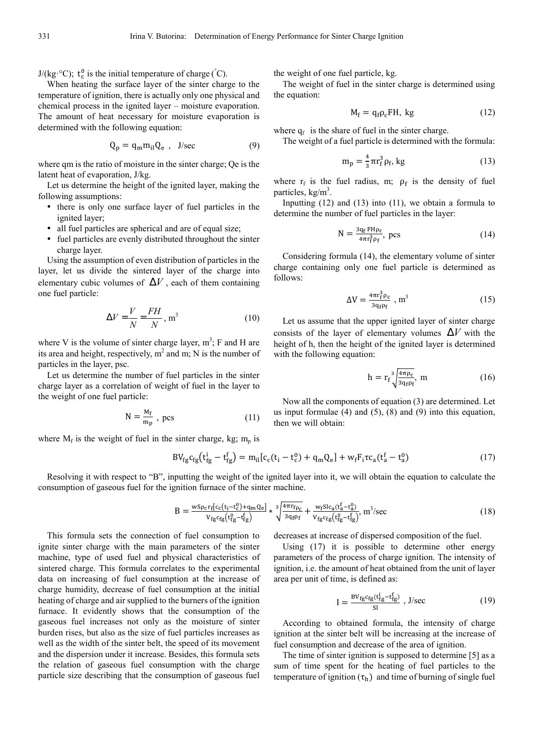J/(kg·°C); $t_c^0$ is the initial temperature of charge (°C).

When heating the surface layer of the sinter charge to the temperature of ignition, there is actually only one physical and chemical process in the ignited layer – moisture evaporation. The amount of heat necessary for moisture evaporation is determined with the following equation:

$$Q_p = q_m m_{il} Q_e \ , \quad \text{J/sec} \tag{9}$$

where qm is the ratio of moisture in the sinter charge; Qe is the latent heat of evaporation, J/kg.

Let us determine the height of the ignited layer, making the following assumptions:

- there is only one surface layer of fuel particles in the ignited layer;
- all fuel particles are spherical and are of equal size;
- fuel particles are evenly distributed throughout the sinter charge layer.

Using the assumption of even distribution of particles in the layer, let us divide the sintered layer of the charge into elementary cubic volumes of $\Delta V$, each of them containing one fuel particle:

$$\Delta V = \frac{V}{N} = \frac{FH}{N}, \text{ m}^3 \tag{10}$$

where V is the volume of sinter charge layer, m$^3$; F and H are its area and height, respectively, m$^2$ and m; N is the number of particles in the layer, psc.

Let us determine the number of fuel particles in the sinter charge layer as a correlation of weight of fuel in the layer to the weight of one fuel particle:

$$N = \frac{M_f}{m_p} \ , \text{ pcs} \tag{11}$$

where $M_f$ is the weight of fuel in the sinter charge, kg; $m_p$ is the weight of one fuel particle, kg.

The weight of fuel in the sinter charge is determined using the equation:

$$M_f = q_f \rho_c FH, \text{ kg} \tag{12}$$

where $q_f$ is the share of fuel in the sinter charge.

The weight of a fuel particle is determined with the formula:

$$m_p = \frac{4}{3}\pi r_f^3 \rho_f, \text{ kg} \tag{13}$$

where $r_f$ is the fuel radius, m; $\rho_f$ is the density of fuel particles, kg/m$^3$.

Inputting (12) and (13) into (11), we obtain a formula to determine the number of fuel particles in the layer:

$$N = \frac{3q_f FH\rho_c}{4\pi r_f^3 \rho_f}, \text{ pcs} \tag{14}$$

Considering formula (14), the elementary volume of sinter charge containing only one fuel particle is determined as follows:

$$\Delta V = \frac{4\pi r_f^3 \rho_c}{3q_f \rho_f} \ , \text{ m}^3 \tag{15}$$

Let us assume that the upper ignited layer of sinter charge consists of the layer of elementary volumes $\Delta V$ with the height of h, then the height of the ignited layer is determined with the following equation:

$$h = r_f \sqrt[3]{\frac{4\pi\rho_c}{3q_f\rho_f}}, \text{ m} \tag{16}$$

Now all the components of equation (3) are determined. Let us input formulae (4) and (5), (8) and (9) into this equation, then we will obtain:

$$BV_{fg}c_{fg}\left(t_{fg}^i - t_{fg}^f\right) = m_{il}\left[c_c\left(t_i - t_c^0\right) + q_m Q_e\right] + w_f F_i \tau c_a \left(t_a^f - t_a^0\right) \tag{17}$$

Resolving it with respect to "B", inputting the weight of the ignited layer into it, we will obtain the equation to calculate the consumption of gaseous fuel for the ignition furnace of the sinter machine.

$$B = \frac{wS\rho_c r_f\left[c_c\left(t_i - t_c^0\right) + q_m Q_e\right]}{V_{fg}c_{fg}\left(t_{fg}^0 - t_{fg}^f\right)} * \sqrt[3]{\frac{4\pi r_f \rho_c}{3q_f\rho_f}} + \frac{w_f Slc_a\left(t_a^f - t_a^0\right)}{V_{fg}c_{fg}\left(t_{fg}^0 - t_{fg}^f\right)}, \text{ m}^3\text{/sec} \tag{18}$$

This formula sets the connection of fuel consumption to ignite sinter charge with the main parameters of the sinter machine, type of used fuel and physical characteristics of sintered charge. This formula correlates to the experimental data on increasing of fuel consumption at the increase of charge humidity, decrease of fuel consumption at the initial heating of charge and air supplied to the burners of the ignition furnace. It evidently shows that the consumption of the gaseous fuel increases not only as the moisture of sinter burden rises, but also as the size of fuel particles increases as well as the width of the sinter belt, the speed of its movement and the dispersion under it increase. Besides, this formula sets the relation of gaseous fuel consumption with the charge particle size describing that the consumption of gaseous fuel decreases at increase of dispersed composition of the fuel.

Using (17) it is possible to determine other energy parameters of the process of charge ignition. The intensity of ignition, i.e. the amount of heat obtained from the unit of layer area per unit of time, is defined as:

$$I = \frac{BV_{fg}c_{fg}\left(t_{fg}^i - t_{fg}^f\right)}{Sl} \ , \text{ J/sec} \tag{19}$$

According to obtained formula, the intensity of charge ignition at the sinter belt will be increasing at the increase of fuel consumption and decrease of the area of ignition.

The time of sinter ignition is supposed to determine [5] as a sum of time spent for the heating of fuel particles to the temperature of ignition $(\tau_h)$ and time of burning of single fuel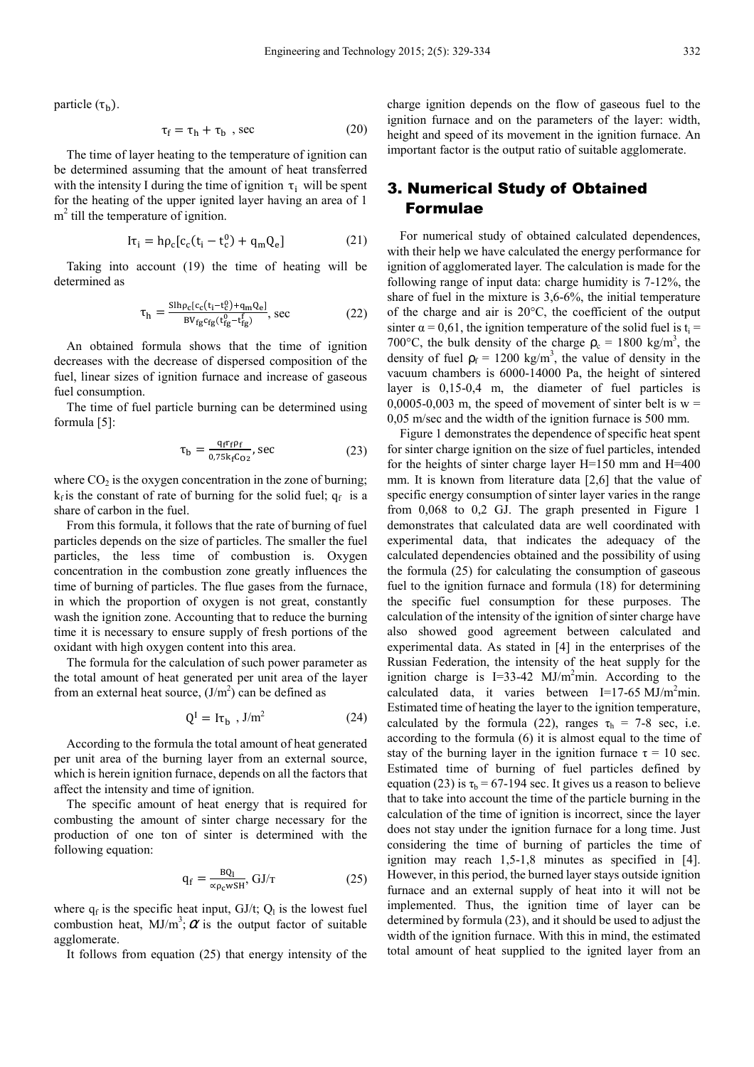particle ($\tau_b$).

$$\tau_f = \tau_h + \tau_b \text{ , sec} \tag{20}$$

The time of layer heating to the temperature of ignition can be determined assuming that the amount of heat transferred with the intensity I during the time of ignition $\tau_i$ will be spent for the heating of the upper ignited layer having an area of 1 $m^2$ till the temperature of ignition.

$$I\tau_i = h\rho_c[c_c(t_i - t_c^0) + q_m Q_e] \tag{21}$$

Taking into account (19) the time of heating will be determined as

$$\tau_h = \frac{Slh\rho_c[c_c(t_i - t_c^0) + q_m Q_e]}{BV_{fg}c_{fg}(t_{fg}^0 - t_{fg}^f)}, \text{ sec} \tag{22}$$

An obtained formula shows that the time of ignition decreases with the decrease of dispersed composition of the fuel, linear sizes of ignition furnace and increase of gaseous fuel consumption.

The time of fuel particle burning can be determined using formula [5]:

$$\tau_b = \frac{q_f r_f \rho_f}{0{,}75 k_f C_{O2}}, \text{ sec} \tag{23}$$

where $CO_2$ is the oxygen concentration in the zone of burning; $k_f$ is the constant of rate of burning for the solid fuel; $q_f$ is a share of carbon in the fuel.

From this formula, it follows that the rate of burning of fuel particles depends on the size of particles. The smaller the fuel particles, the less time of combustion is. Oxygen concentration in the combustion zone greatly influences the time of burning of particles. The flue gases from the furnace, in which the proportion of oxygen is not great, constantly wash the ignition zone. Accounting that to reduce the burning time it is necessary to ensure supply of fresh portions of the oxidant with high oxygen content into this area.

The formula for the calculation of such power parameter as the total amount of heat generated per unit area of the layer from an external heat source, ($J/m^2$) can be defined as

$$Q^I = I\tau_b \text{ , J/m}^2 \tag{24}$$

According to the formula the total amount of heat generated per unit area of the burning layer from an external source, which is herein ignition furnace, depends on all the factors that affect the intensity and time of ignition.

The specific amount of heat energy that is required for combusting the amount of sinter charge necessary for the production of one ton of sinter is determined with the following equation:

$$q_f = \frac{BQ_l}{\alpha \rho_c wSH}, \text{ GJ/т} \tag{25}$$

where $q_f$ is the specific heat input, GJ/t; $Q_l$ is the lowest fuel combustion heat, $MJ/m^3$; $\alpha$ is the output factor of suitable agglomerate.

It follows from equation (25) that energy intensity of the charge ignition depends on the flow of gaseous fuel to the ignition furnace and on the parameters of the layer: width, height and speed of its movement in the ignition furnace. An important factor is the output ratio of suitable agglomerate.

## 3. Numerical Study of Obtained Formulae

For numerical study of obtained calculated dependences, with their help we have calculated the energy performance for ignition of agglomerated layer. The calculation is made for the following range of input data: charge humidity is 7-12%, the share of fuel in the mixture is 3,6-6%, the initial temperature of the charge and air is 20°C, the coefficient of the output sinter $\alpha = 0{,}61$, the ignition temperature of the solid fuel is $t_i$ = 700°C, the bulk density of the charge $\rho_c$ = 1800 $kg/m^3$, the density of fuel $\rho_f$ = 1200 $kg/m^3$, the value of density in the vacuum chambers is 6000-14000 Pa, the height of sintered layer is 0,15-0,4 m, the diameter of fuel particles is 0,0005-0,003 m, the speed of movement of sinter belt is w = 0,05 m/sec and the width of the ignition furnace is 500 mm.

Figure 1 demonstrates the dependence of specific heat spent for sinter charge ignition on the size of fuel particles, intended for the heights of sinter charge layer H=150 mm and H=400 mm. It is known from literature data [2,6] that the value of specific energy consumption of sinter layer varies in the range from 0,068 to 0,2 GJ. The graph presented in Figure 1 demonstrates that calculated data are well coordinated with experimental data, that indicates the adequacy of the calculated dependencies obtained and the possibility of using the formula (25) for calculating the consumption of gaseous fuel to the ignition furnace and formula (18) for determining the specific fuel consumption for these purposes. The calculation of the intensity of the ignition of sinter charge have also showed good agreement between calculated and experimental data. As stated in [4] in the enterprises of the Russian Federation, the intensity of the heat supply for the ignition charge is I=33-42 $MJ/m^2$min. According to the calculated data, it varies between I=17-65 $MJ/m^2$min. Estimated time of heating the layer to the ignition temperature, calculated by the formula (22), ranges $\tau_h$ = 7-8 sec, i.e. according to the formula (6) it is almost equal to the time of stay of the burning layer in the ignition furnace $\tau$ = 10 sec. Estimated time of burning of fuel particles defined by equation (23) is $\tau_b$ = 67-194 sec. It gives us a reason to believe that to take into account the time of the particle burning in the calculation of the time of ignition is incorrect, since the layer does not stay under the ignition furnace for a long time. Just considering the time of burning of particles the time of ignition may reach 1,5-1,8 minutes as specified in [4]. However, in this period, the burned layer stays outside ignition furnace and an external supply of heat into it will not be implemented. Thus, the ignition time of layer can be determined by formula (23), and it should be used to adjust the width of the ignition furnace. With this in mind, the estimated total amount of heat supplied to the ignited layer from an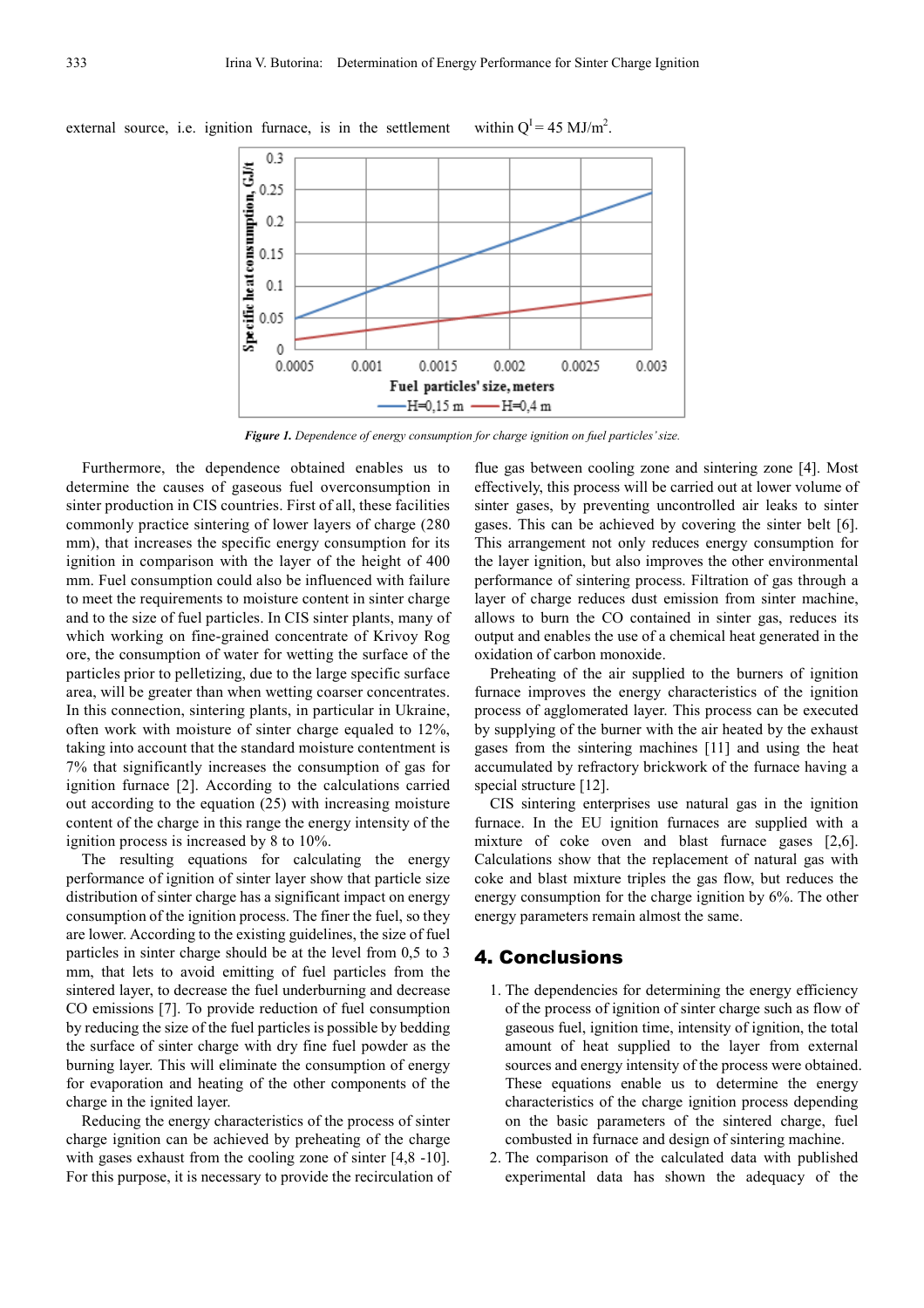external source, i.e. ignition furnace, is in the settlement within $Q^I = 45$ MJ/m$^2$.

*Figure 1. Dependence of energy consumption for charge ignition on fuel particles' size.*

Furthermore, the dependence obtained enables us to determine the causes of gaseous fuel overconsumption in sinter production in CIS countries. First of all, these facilities commonly practice sintering of lower layers of charge (280 mm), that increases the specific energy consumption for its ignition in comparison with the layer of the height of 400 mm. Fuel consumption could also be influenced with failure to meet the requirements to moisture content in sinter charge and to the size of fuel particles. In CIS sinter plants, many of which working on fine-grained concentrate of Krivoy Rog ore, the consumption of water for wetting the surface of the particles prior to pelletizing, due to the large specific surface area, will be greater than when wetting coarser concentrates. In this connection, sintering plants, in particular in Ukraine, often work with moisture of sinter charge equaled to 12%, taking into account that the standard moisture contentment is 7% that significantly increases the consumption of gas for ignition furnace [2]. According to the calculations carried out according to the equation (25) with increasing moisture content of the charge in this range the energy intensity of the ignition process is increased by 8 to 10%.

The resulting equations for calculating the energy performance of ignition of sinter layer show that particle size distribution of sinter charge has a significant impact on energy consumption of the ignition process. The finer the fuel, so they are lower. According to the existing guidelines, the size of fuel particles in sinter charge should be at the level from 0,5 to 3 mm, that lets to avoid emitting of fuel particles from the sintered layer, to decrease the fuel underburning and decrease CO emissions [7]. To provide reduction of fuel consumption by reducing the size of the fuel particles is possible by bedding the surface of sinter charge with dry fine fuel powder as the burning layer. This will eliminate the consumption of energy for evaporation and heating of the other components of the charge in the ignited layer.

Reducing the energy characteristics of the process of sinter charge ignition can be achieved by preheating of the charge with gases exhaust from the cooling zone of sinter [4,8 -10]. For this purpose, it is necessary to provide the recirculation of flue gas between cooling zone and sintering zone [4]. Most effectively, this process will be carried out at lower volume of sinter gases, by preventing uncontrolled air leaks to sinter gases. This can be achieved by covering the sinter belt [6]. This arrangement not only reduces energy consumption for the layer ignition, but also improves the other environmental performance of sintering process. Filtration of gas through a layer of charge reduces dust emission from sinter machine, allows to burn the CO contained in sinter gas, reduces its output and enables the use of a chemical heat generated in the oxidation of carbon monoxide.

Preheating of the air supplied to the burners of ignition furnace improves the energy characteristics of the ignition process of agglomerated layer. This process can be executed by supplying of the burner with the air heated by the exhaust gases from the sintering machines [11] and using the heat accumulated by refractory brickwork of the furnace having a special structure [12].

CIS sintering enterprises use natural gas in the ignition furnace. In the EU ignition furnaces are supplied with a mixture of coke oven and blast furnace gases [2,6]. Calculations show that the replacement of natural gas with coke and blast mixture triples the gas flow, but reduces the energy consumption for the charge ignition by 6%. The other energy parameters remain almost the same.

## 4. Conclusions

1. The dependencies for determining the energy efficiency of the process of ignition of sinter charge such as flow of gaseous fuel, ignition time, intensity of ignition, the total amount of heat supplied to the layer from external sources and energy intensity of the process were obtained. These equations enable us to determine the energy characteristics of the charge ignition process depending on the basic parameters of the sintered charge, fuel combusted in furnace and design of sintering machine.
2. The comparison of the calculated data with published experimental data has shown the adequacy of the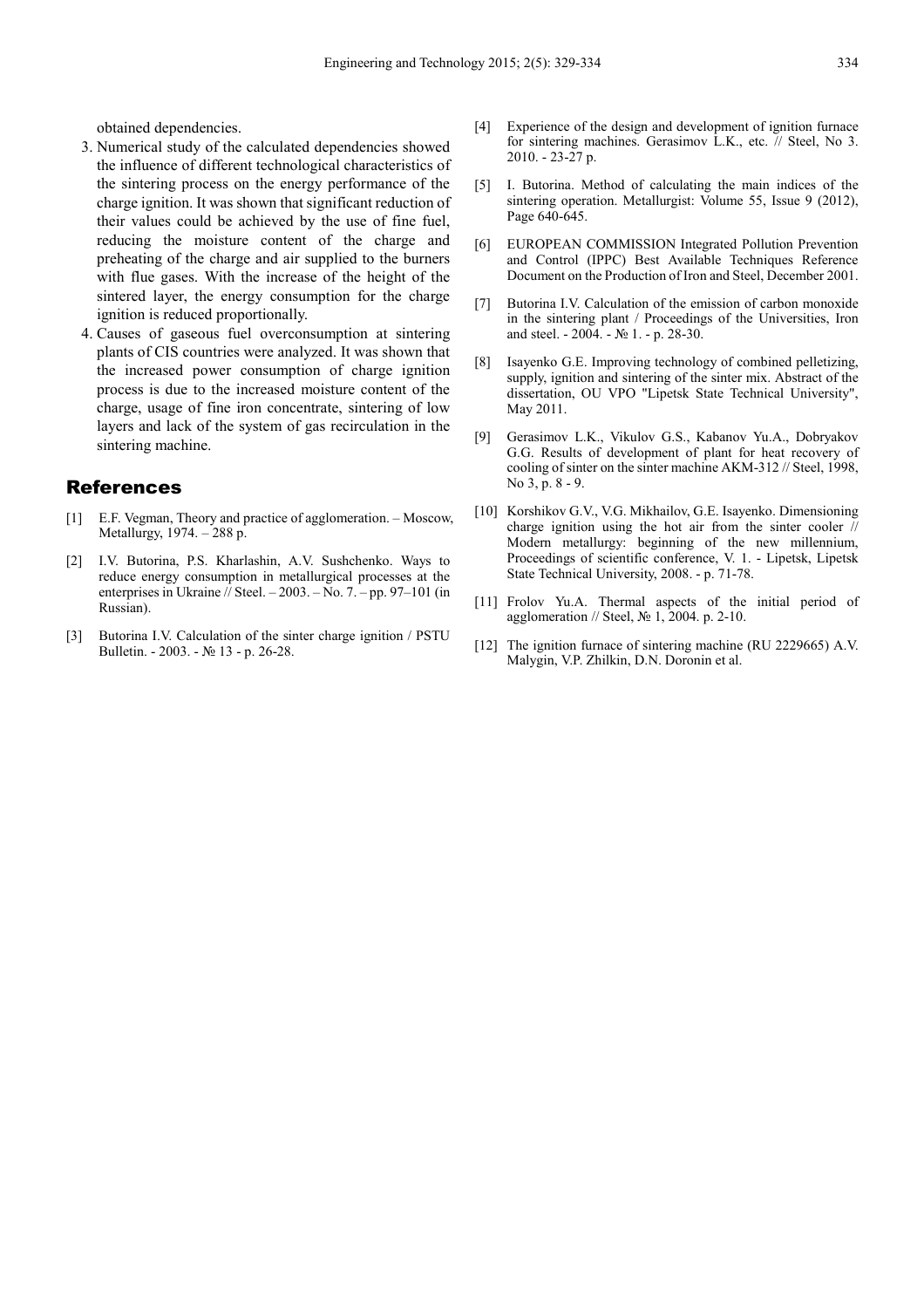obtained dependencies.

3. Numerical study of the calculated dependencies showed the influence of different technological characteristics of the sintering process on the energy performance of the charge ignition. It was shown that significant reduction of their values could be achieved by the use of fine fuel, reducing the moisture content of the charge and preheating of the charge and air supplied to the burners with flue gases. With the increase of the height of the sintered layer, the energy consumption for the charge ignition is reduced proportionally.
4. Causes of gaseous fuel overconsumption at sintering plants of CIS countries were analyzed. It was shown that the increased power consumption of charge ignition process is due to the increased moisture content of the charge, usage of fine iron concentrate, sintering of low layers and lack of the system of gas recirculation in the sintering machine.

## References

[1] E.F. Vegman, Theory and practice of agglomeration. – Moscow, Metallurgy, 1974. – 288 p.

[2] I.V. Butorina, P.S. Kharlashin, A.V. Sushchenko. Ways to reduce energy consumption in metallurgical processes at the enterprises in Ukraine // Steel. – 2003. – No. 7. – pp. 97–101 (in Russian).

[3] Butorina I.V. Calculation of the sinter charge ignition / PSTU Bulletin. - 2003. - № 13 - p. 26-28.

[4] Experience of the design and development of ignition furnace for sintering machines. Gerasimov L.K., etc. // Steel, No 3. 2010. - 23-27 p.

[5] I. Butorina. Method of calculating the main indices of the sintering operation. Metallurgist: Volume 55, Issue 9 (2012), Page 640-645.

[6] EUROPEAN COMMISSION Integrated Pollution Prevention and Control (IPPC) Best Available Techniques Reference Document on the Production of Iron and Steel, December 2001.

[7] Butorina I.V. Calculation of the emission of carbon monoxide in the sintering plant / Proceedings of the Universities, Iron and steel. - 2004. - № 1. - p. 28-30.

[8] Isayenko G.E. Improving technology of combined pelletizing, supply, ignition and sintering of the sinter mix. Abstract of the dissertation, OU VPO "Lipetsk State Technical University", May 2011.

[9] Gerasimov L.K., Vikulov G.S., Kabanov Yu.A., Dobryakov G.G. Results of development of plant for heat recovery of cooling of sinter on the sinter machine AKM-312 // Steel, 1998, No 3, p. 8 - 9.

[10] Korshikov G.V., V.G. Mikhailov, G.E. Isayenko. Dimensioning charge ignition using the hot air from the sinter cooler // Modern metallurgy: beginning of the new millennium, Proceedings of scientific conference, V. 1. - Lipetsk, Lipetsk State Technical University, 2008. - p. 71-78.

[11] Frolov Yu.A. Thermal aspects of the initial period of agglomeration // Steel, № 1, 2004. p. 2-10.

[12] The ignition furnace of sintering machine (RU 2229665) A.V. Malygin, V.P. Zhilkin, D.N. Doronin et al.